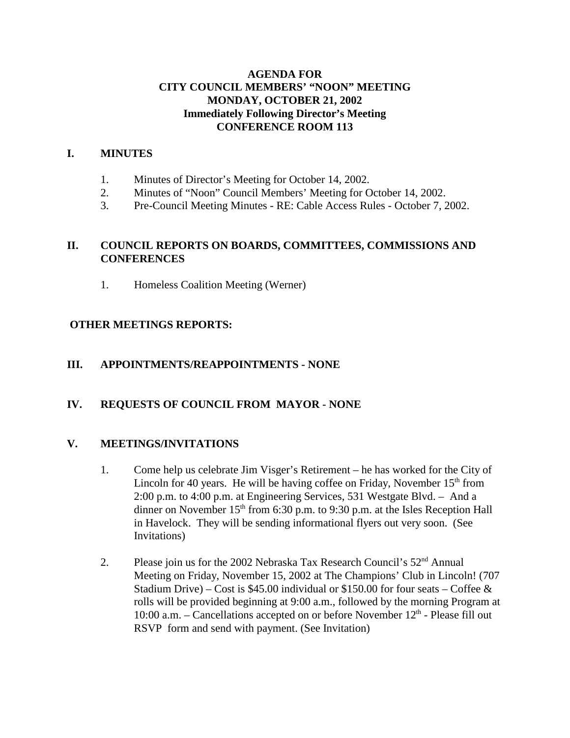# AGENDA FOR
# CITY COUNCIL MEMBERS' "NOON" MEETING
# MONDAY, OCTOBER 21, 2002
# Immediately Following Director's Meeting
# CONFERENCE ROOM 113

## I. MINUTES

1. Minutes of Director's Meeting for October 14, 2002.
2. Minutes of "Noon" Council Members' Meeting for October 14, 2002.
3. Pre-Council Meeting Minutes - RE: Cable Access Rules - October 7, 2002.

## II. COUNCIL REPORTS ON BOARDS, COMMITTEES, COMMISSIONS AND CONFERENCES

1. Homeless Coalition Meeting (Werner)

## OTHER MEETINGS REPORTS:

## III. APPOINTMENTS/REAPPOINTMENTS - NONE

## IV. REQUESTS OF COUNCIL FROM MAYOR - NONE

## V. MEETINGS/INVITATIONS

1. Come help us celebrate Jim Visger's Retirement – he has worked for the City of Lincoln for 40 years. He will be having coffee on Friday, November 15th from 2:00 p.m. to 4:00 p.m. at Engineering Services, 531 Westgate Blvd. – And a dinner on November 15th from 6:30 p.m. to 9:30 p.m. at the Isles Reception Hall in Havelock. They will be sending informational flyers out very soon. (See Invitations)

2. Please join us for the 2002 Nebraska Tax Research Council's 52nd Annual Meeting on Friday, November 15, 2002 at The Champions' Club in Lincoln! (707 Stadium Drive) – Cost is $45.00 individual or $150.00 for four seats – Coffee & rolls will be provided beginning at 9:00 a.m., followed by the morning Program at 10:00 a.m. – Cancellations accepted on or before November 12th - Please fill out RSVP form and send with payment. (See Invitation)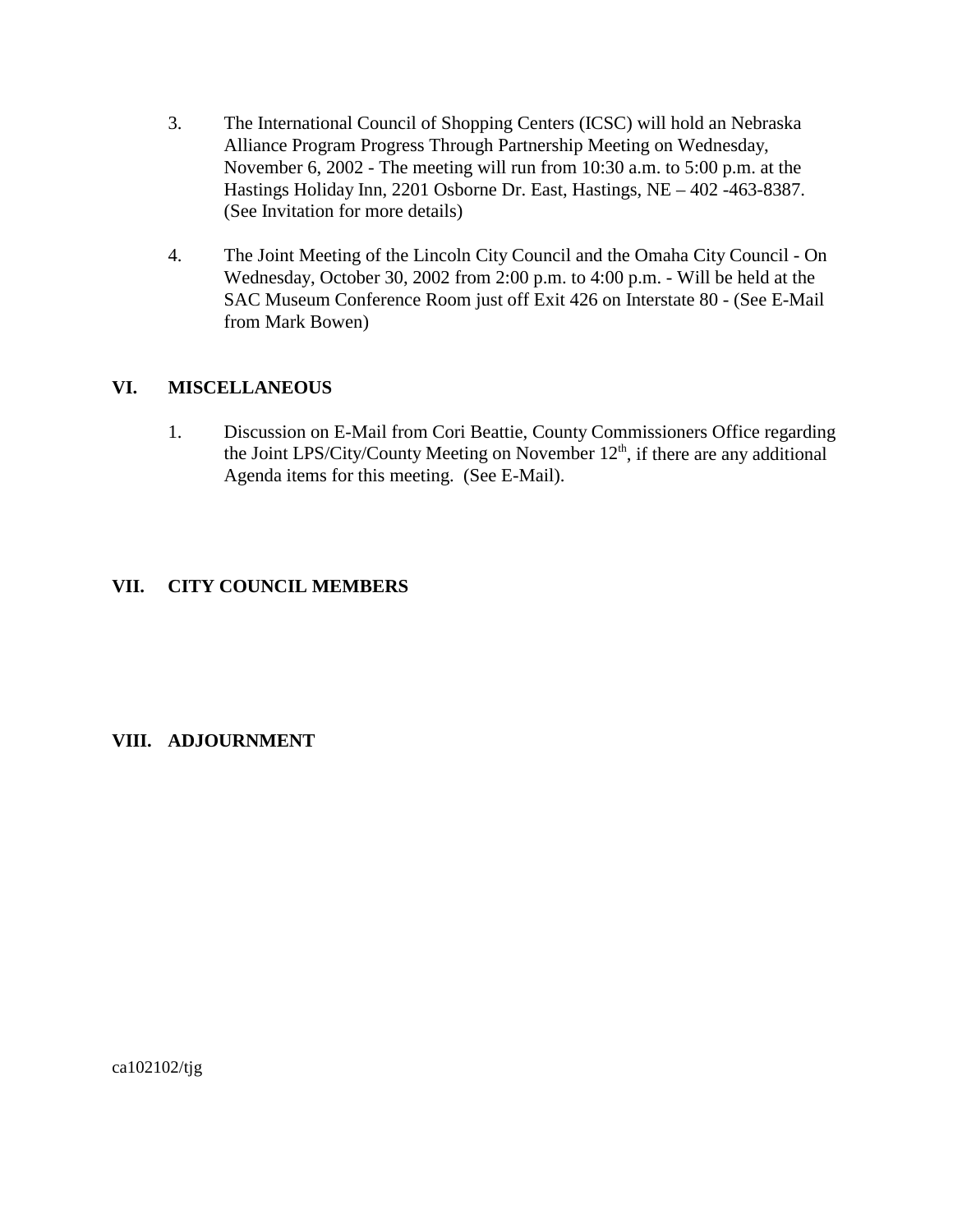3. The International Council of Shopping Centers (ICSC) will hold an Nebraska Alliance Program Progress Through Partnership Meeting on Wednesday, November 6, 2002 - The meeting will run from 10:30 a.m. to 5:00 p.m. at the Hastings Holiday Inn, 2201 Osborne Dr. East, Hastings, NE – 402 -463-8387. (See Invitation for more details)

4. The Joint Meeting of the Lincoln City Council and the Omaha City Council - On Wednesday, October 30, 2002 from 2:00 p.m. to 4:00 p.m. - Will be held at the SAC Museum Conference Room just off Exit 426 on Interstate 80 - (See E-Mail from Mark Bowen)

## VI. MISCELLANEOUS

1. Discussion on E-Mail from Cori Beattie, County Commissioners Office regarding the Joint LPS/City/County Meeting on November 12th, if there are any additional Agenda items for this meeting. (See E-Mail).

## VII. CITY COUNCIL MEMBERS

## VIII. ADJOURNMENT

ca102102/tjg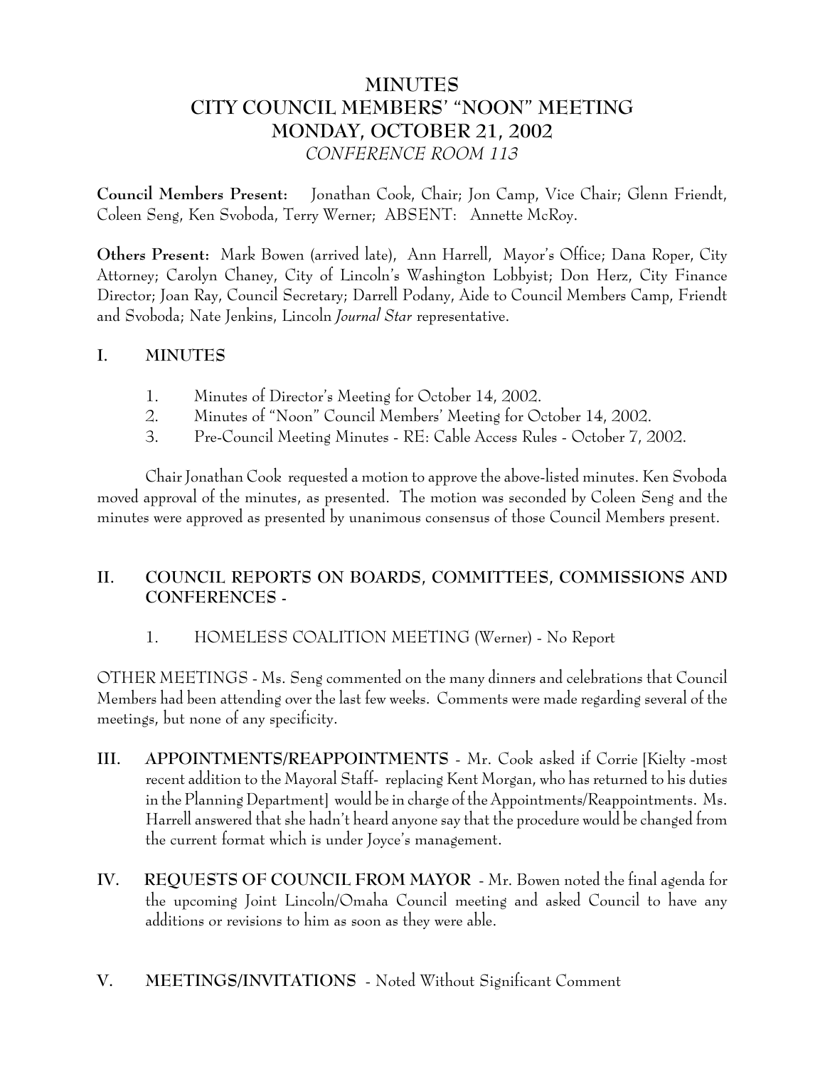# MINUTES
# CITY COUNCIL MEMBERS' "NOON" MEETING
# MONDAY, OCTOBER 21, 2002
*CONFERENCE ROOM 113*

**Council Members Present:** Jonathan Cook, Chair; Jon Camp, Vice Chair; Glenn Friendt, Coleen Seng, Ken Svoboda, Terry Werner; ABSENT: Annette McRoy.

**Others Present:** Mark Bowen (arrived late), Ann Harrell, Mayor's Office; Dana Roper, City Attorney; Carolyn Chaney, City of Lincoln's Washington Lobbyist; Don Herz, City Finance Director; Joan Ray, Council Secretary; Darrell Podany, Aide to Council Members Camp, Friendt and Svoboda; Nate Jenkins, Lincoln *Journal Star* representative.

## I. MINUTES

1. Minutes of Director's Meeting for October 14, 2002.
2. Minutes of "Noon" Council Members' Meeting for October 14, 2002.
3. Pre-Council Meeting Minutes - RE: Cable Access Rules - October 7, 2002.

Chair Jonathan Cook requested a motion to approve the above-listed minutes. Ken Svoboda moved approval of the minutes, as presented. The motion was seconded by Coleen Seng and the minutes were approved as presented by unanimous consensus of those Council Members present.

## II. COUNCIL REPORTS ON BOARDS, COMMITTEES, COMMISSIONS AND CONFERENCES -

1. HOMELESS COALITION MEETING (Werner) - No Report

OTHER MEETINGS - Ms. Seng commented on the many dinners and celebrations that Council Members had been attending over the last few weeks. Comments were made regarding several of the meetings, but none of any specificity.

## III. APPOINTMENTS/REAPPOINTMENTS

- Mr. Cook asked if Corrie [Kielty -most recent addition to the Mayoral Staff- replacing Kent Morgan, who has returned to his duties in the Planning Department] would be in charge of the Appointments/Reappointments. Ms. Harrell answered that she hadn't heard anyone say that the procedure would be changed from the current format which is under Joyce's management.

## IV. REQUESTS OF COUNCIL FROM MAYOR

- Mr. Bowen noted the final agenda for the upcoming Joint Lincoln/Omaha Council meeting and asked Council to have any additions or revisions to him as soon as they were able.

## V. MEETINGS/INVITATIONS

- Noted Without Significant Comment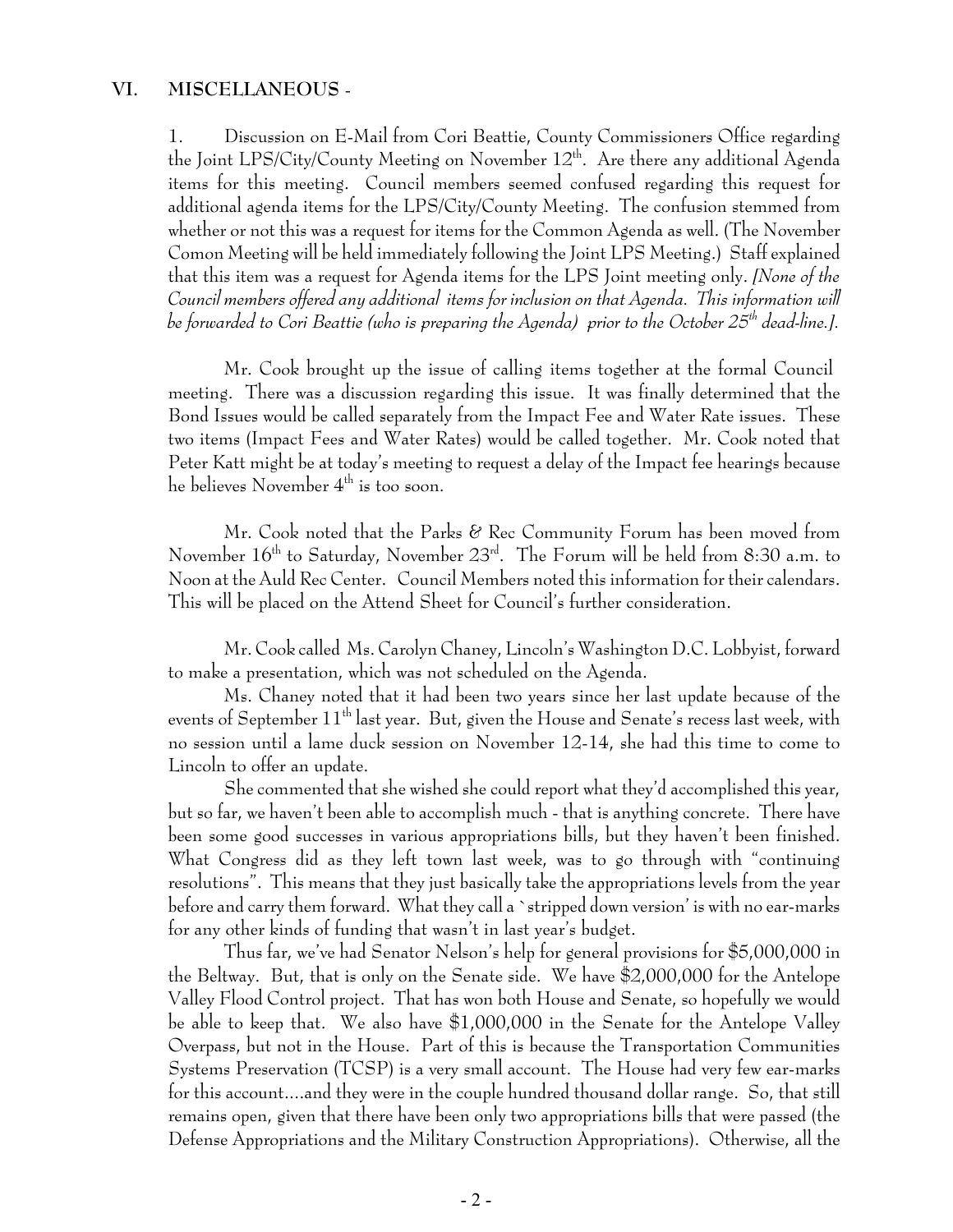## VI. MISCELLANEOUS -

1. Discussion on E-Mail from Cori Beattie, County Commissioners Office regarding the Joint LPS/City/County Meeting on November 12th. Are there any additional Agenda items for this meeting. Council members seemed confused regarding this request for additional agenda items for the LPS/City/County Meeting. The confusion stemmed from whether or not this was a request for items for the Common Agenda as well. (The November Comon Meeting will be held immediately following the Joint LPS Meeting.) Staff explained that this item was a request for Agenda items for the LPS Joint meeting only. *[None of the Council members offered any additional items for inclusion on that Agenda. This information will be forwarded to Cori Beattie (who is preparing the Agenda) prior to the October 25th dead-line.].*

Mr. Cook brought up the issue of calling items together at the formal Council meeting. There was a discussion regarding this issue. It was finally determined that the Bond Issues would be called separately from the Impact Fee and Water Rate issues. These two items (Impact Fees and Water Rates) would be called together. Mr. Cook noted that Peter Katt might be at today's meeting to request a delay of the Impact fee hearings because he believes November 4th is too soon.

Mr. Cook noted that the Parks & Rec Community Forum has been moved from November 16th to Saturday, November 23rd. The Forum will be held from 8:30 a.m. to Noon at the Auld Rec Center. Council Members noted this information for their calendars. This will be placed on the Attend Sheet for Council's further consideration.

Mr. Cook called Ms. Carolyn Chaney, Lincoln's Washington D.C. Lobbyist, forward to make a presentation, which was not scheduled on the Agenda.

Ms. Chaney noted that it had been two years since her last update because of the events of September 11th last year. But, given the House and Senate's recess last week, with no session until a lame duck session on November 12-14, she had this time to come to Lincoln to offer an update.

She commented that she wished she could report what they'd accomplished this year, but so far, we haven't been able to accomplish much - that is anything concrete. There have been some good successes in various appropriations bills, but they haven't been finished. What Congress did as they left town last week, was to go through with "continuing resolutions". This means that they just basically take the appropriations levels from the year before and carry them forward. What they call a `stripped down version' is with no ear-marks for any other kinds of funding that wasn't in last year's budget.

Thus far, we've had Senator Nelson's help for general provisions for $5,000,000 in the Beltway. But, that is only on the Senate side. We have $2,000,000 for the Antelope Valley Flood Control project. That has won both House and Senate, so hopefully we would be able to keep that. We also have $1,000,000 in the Senate for the Antelope Valley Overpass, but not in the House. Part of this is because the Transportation Communities Systems Preservation (TCSP) is a very small account. The House had very few ear-marks for this account....and they were in the couple hundred thousand dollar range. So, that still remains open, given that there have been only two appropriations bills that were passed (the Defense Appropriations and the Military Construction Appropriations). Otherwise, all the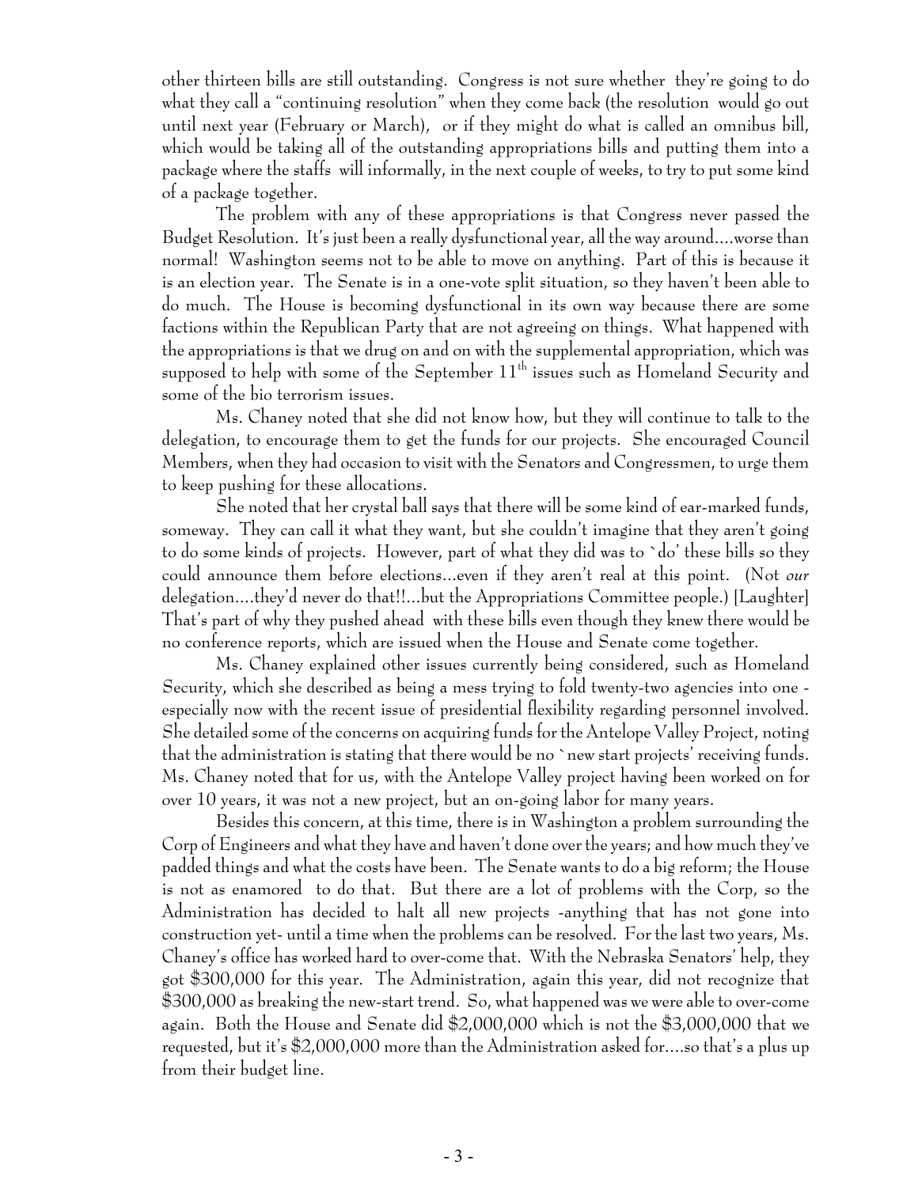other thirteen bills are still outstanding. Congress is not sure whether they're going to do what they call a "continuing resolution" when they come back (the resolution would go out until next year (February or March), or if they might do what is called an omnibus bill, which would be taking all of the outstanding appropriations bills and putting them into a package where the staffs will informally, in the next couple of weeks, to try to put some kind of a package together.

The problem with any of these appropriations is that Congress never passed the Budget Resolution. It's just been a really dysfunctional year, all the way around....worse than normal! Washington seems not to be able to move on anything. Part of this is because it is an election year. The Senate is in a one-vote split situation, so they haven't been able to do much. The House is becoming dysfunctional in its own way because there are some factions within the Republican Party that are not agreeing on things. What happened with the appropriations is that we drug on and on with the supplemental appropriation, which was supposed to help with some of the September 11th issues such as Homeland Security and some of the bio terrorism issues.

Ms. Chaney noted that she did not know how, but they will continue to talk to the delegation, to encourage them to get the funds for our projects. She encouraged Council Members, when they had occasion to visit with the Senators and Congressmen, to urge them to keep pushing for these allocations.

She noted that her crystal ball says that there will be some kind of ear-marked funds, someway. They can call it what they want, but she couldn't imagine that they aren't going to do some kinds of projects. However, part of what they did was to `do' these bills so they could announce them before elections...even if they aren't real at this point. (Not *our* delegation....they'd never do that!!...but the Appropriations Committee people.) [Laughter] That's part of why they pushed ahead with these bills even though they knew there would be no conference reports, which are issued when the House and Senate come together.

Ms. Chaney explained other issues currently being considered, such as Homeland Security, which she described as being a mess trying to fold twenty-two agencies into one - especially now with the recent issue of presidential flexibility regarding personnel involved. She detailed some of the concerns on acquiring funds for the Antelope Valley Project, noting that the administration is stating that there would be no `new start projects' receiving funds. Ms. Chaney noted that for us, with the Antelope Valley project having been worked on for over 10 years, it was not a new project, but an on-going labor for many years.

Besides this concern, at this time, there is in Washington a problem surrounding the Corp of Engineers and what they have and haven't done over the years; and how much they've padded things and what the costs have been. The Senate wants to do a big reform; the House is not as enamored to do that. But there are a lot of problems with the Corp, so the Administration has decided to halt all new projects -anything that has not gone into construction yet- until a time when the problems can be resolved. For the last two years, Ms. Chaney's office has worked hard to over-come that. With the Nebraska Senators' help, they got $300,000 for this year. The Administration, again this year, did not recognize that $300,000 as breaking the new-start trend. So, what happened was we were able to over-come again. Both the House and Senate did $2,000,000 which is not the $3,000,000 that we requested, but it's $2,000,000 more than the Administration asked for....so that's a plus up from their budget line.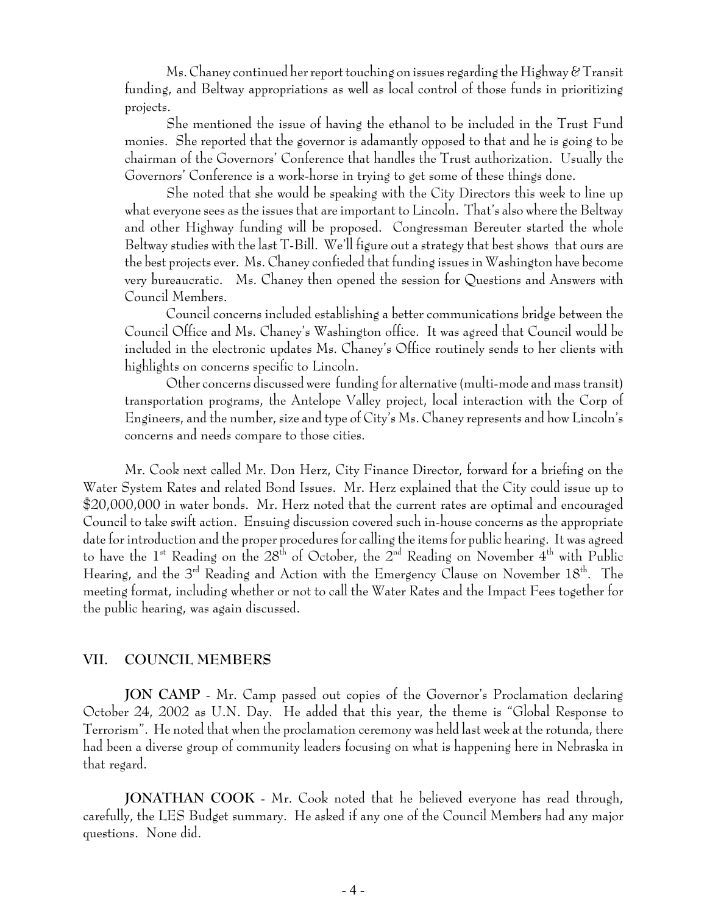Ms. Chaney continued her report touching on issues regarding the Highway & Transit funding, and Beltway appropriations as well as local control of those funds in prioritizing projects.

She mentioned the issue of having the ethanol to be included in the Trust Fund monies. She reported that the governor is adamantly opposed to that and he is going to be chairman of the Governors' Conference that handles the Trust authorization. Usually the Governors' Conference is a work-horse in trying to get some of these things done.

She noted that she would be speaking with the City Directors this week to line up what everyone sees as the issues that are important to Lincoln. That's also where the Beltway and other Highway funding will be proposed. Congressman Bereuter started the whole Beltway studies with the last T-Bill. We'll figure out a strategy that best shows that ours are the best projects ever. Ms. Chaney confieded that funding issues in Washington have become very bureaucratic. Ms. Chaney then opened the session for Questions and Answers with Council Members.

Council concerns included establishing a better communications bridge between the Council Office and Ms. Chaney's Washington office. It was agreed that Council would be included in the electronic updates Ms. Chaney's Office routinely sends to her clients with highlights on concerns specific to Lincoln.

Other concerns discussed were funding for alternative (multi-mode and mass transit) transportation programs, the Antelope Valley project, local interaction with the Corp of Engineers, and the number, size and type of City's Ms. Chaney represents and how Lincoln's concerns and needs compare to those cities.

Mr. Cook next called Mr. Don Herz, City Finance Director, forward for a briefing on the Water System Rates and related Bond Issues. Mr. Herz explained that the City could issue up to $20,000,000 in water bonds. Mr. Herz noted that the current rates are optimal and encouraged Council to take swift action. Ensuing discussion covered such in-house concerns as the appropriate date for introduction and the proper procedures for calling the items for public hearing. It was agreed to have the 1st Reading on the 28th of October, the 2nd Reading on November 4th with Public Hearing, and the 3rd Reading and Action with the Emergency Clause on November 18th. The meeting format, including whether or not to call the Water Rates and the Impact Fees together for the public hearing, was again discussed.

## VII. COUNCIL MEMBERS

**JON CAMP** - Mr. Camp passed out copies of the Governor's Proclamation declaring October 24, 2002 as U.N. Day. He added that this year, the theme is "Global Response to Terrorism". He noted that when the proclamation ceremony was held last week at the rotunda, there had been a diverse group of community leaders focusing on what is happening here in Nebraska in that regard.

**JONATHAN COOK** - Mr. Cook noted that he believed everyone has read through, carefully, the LES Budget summary. He asked if any one of the Council Members had any major questions. None did.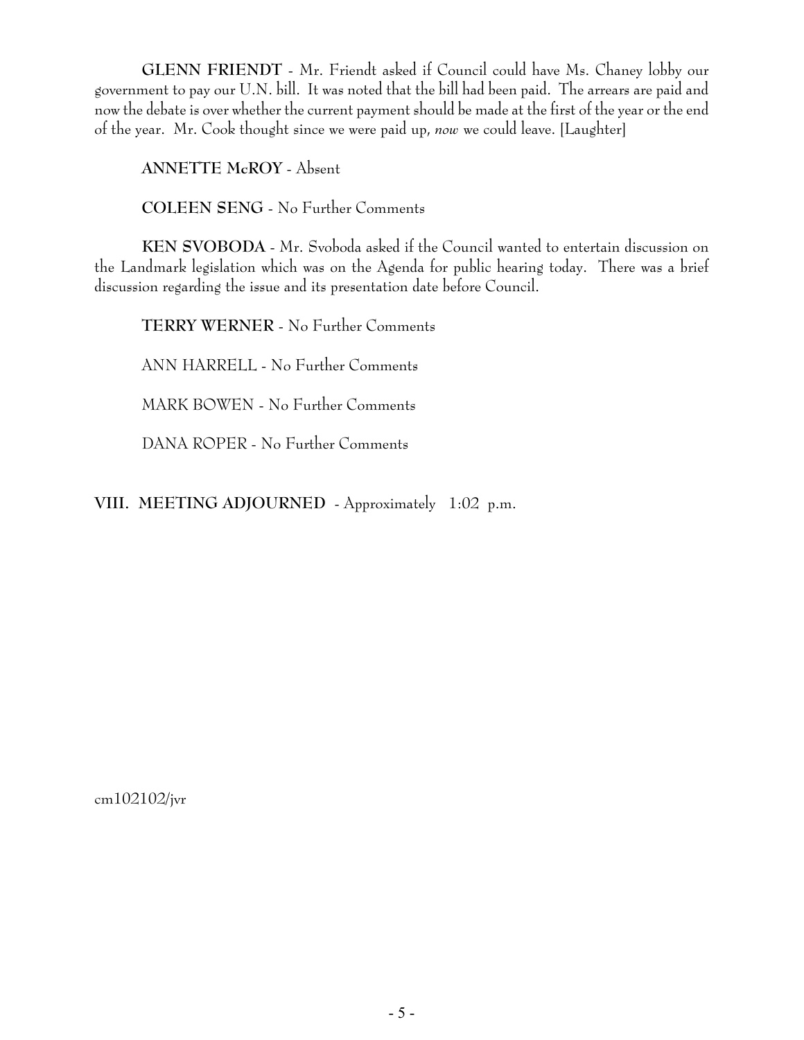**GLENN FRIENDT** - Mr. Friendt asked if Council could have Ms. Chaney lobby our government to pay our U.N. bill. It was noted that the bill had been paid. The arrears are paid and now the debate is over whether the current payment should be made at the first of the year or the end of the year. Mr. Cook thought since we were paid up, *now* we could leave. [Laughter]

**ANNETTE McROY** - Absent

**COLEEN SENG** - No Further Comments

**KEN SVOBODA** - Mr. Svoboda asked if the Council wanted to entertain discussion on the Landmark legislation which was on the Agenda for public hearing today. There was a brief discussion regarding the issue and its presentation date before Council.

**TERRY WERNER** - No Further Comments

ANN HARRELL - No Further Comments

MARK BOWEN - No Further Comments

DANA ROPER - No Further Comments

**VIII. MEETING ADJOURNED** - Approximately 1:02 p.m.

cm102102/jvr